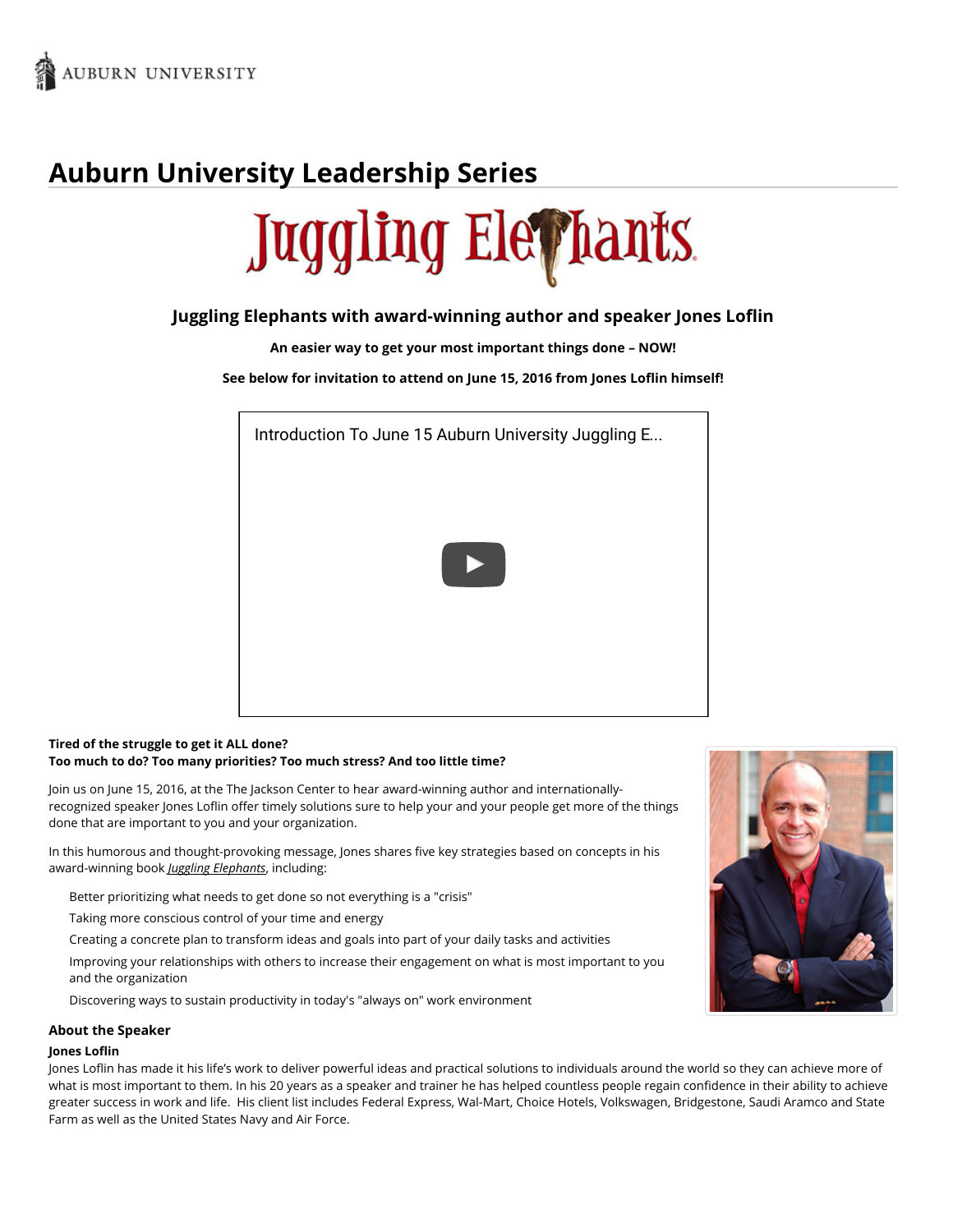AUBURN UNIVERSITY

# Auburn University Leadership Series

Juggling Elephants

### Juggling Elephants with award-winning author and speaker Jones Loflin

**An easier way to get your most important things done – NOW!**

**See below for invitation to attend on June 15, 2016 from Jones Loflin himself!**

Introduction To June 15 Auburn University Juggling E...

**Tired of the struggle to get it ALL done?**
**Too much to do? Too many priorities? Too much stress? And too little time?**

Join us on June 15, 2016, at the The Jackson Center to hear award-winning author and internationally-recognized speaker Jones Loflin offer timely solutions sure to help your and your people get more of the things done that are important to you and your organization.

In this humorous and thought-provoking message, Jones shares five key strategies based on concepts in his award-winning book *Juggling Elephants*, including:

- Better prioritizing what needs to get done so not everything is a "crisis"
- Taking more conscious control of your time and energy
- Creating a concrete plan to transform ideas and goals into part of your daily tasks and activities
- Improving your relationships with others to increase their engagement on what is most important to you and the organization
- Discovering ways to sustain productivity in today's "always on" work environment

### About the Speaker

**Jones Loflin**

Jones Loflin has made it his life's work to deliver powerful ideas and practical solutions to individuals around the world so they can achieve more of what is most important to them. In his 20 years as a speaker and trainer he has helped countless people regain confidence in their ability to achieve greater success in work and life. His client list includes Federal Express, Wal-Mart, Choice Hotels, Volkswagen, Bridgestone, Saudi Aramco and State Farm as well as the United States Navy and Air Force.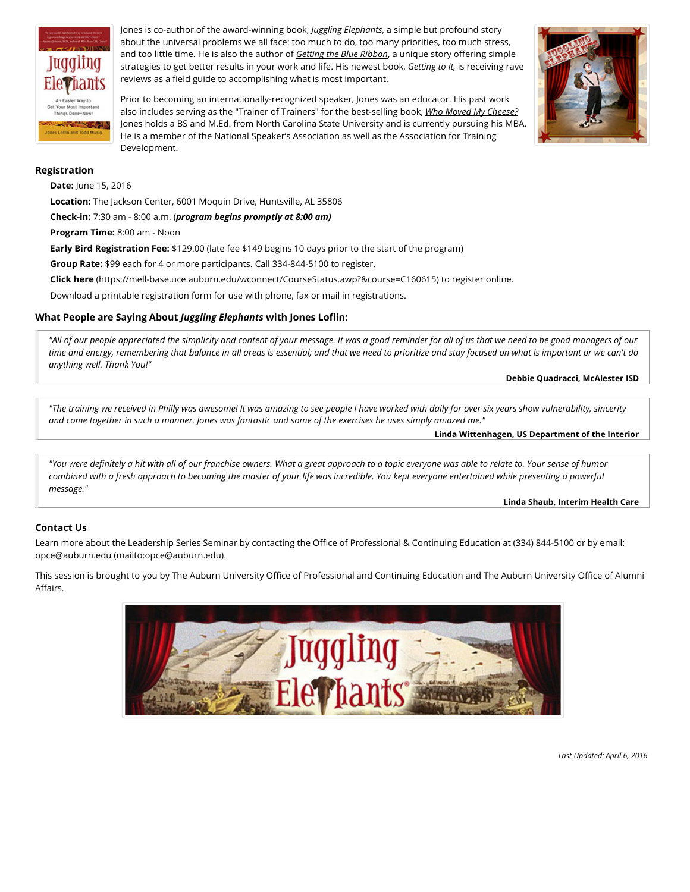Jones is co-author of the award-winning book, *Juggling Elephants*, a simple but profound story about the universal problems we all face: too much to do, too many priorities, too much stress, and too little time. He is also the author of *Getting the Blue Ribbon*, a unique story offering simple strategies to get better results in your work and life. His newest book, *Getting to It*, is receiving rave reviews as a field guide to accomplishing what is most important.

Prior to becoming an internationally-recognized speaker, Jones was an educator. His past work also includes serving as the "Trainer of Trainers" for the best-selling book, *Who Moved My Cheese?* Jones holds a BS and M.Ed. from North Carolina State University and is currently pursuing his MBA. He is a member of the National Speaker's Association as well as the Association for Training Development.

## Registration

**Date:** June 15, 2016

**Location:** The Jackson Center, 6001 Moquin Drive, Huntsville, AL 35806

**Check-in:** 7:30 am - 8:00 a.m. (***program begins promptly at 8:00 am)***

**Program Time:** 8:00 am - Noon

**Early Bird Registration Fee:** $129.00 (late fee $149 begins 10 days prior to the start of the program)

**Group Rate:** $99 each for 4 or more participants. Call 334-844-5100 to register.

**Click here** (https://mell-base.uce.auburn.edu/wconnect/CourseStatus.awp?&course=C160615) to register online.

Download a printable registration form for use with phone, fax or mail in registrations.

## What People are Saying About *Juggling Elephants* with Jones Loflin:

> *"All of our people appreciated the simplicity and content of your message. It was a good reminder for all of us that we need to be good managers of our time and energy, remembering that balance in all areas is essential; and that we need to prioritize and stay focused on what is important or we can't do anything well. Thank You!"*
>
> **Debbie Quadracci, McAlester ISD**

> *"The training we received in Philly was awesome! It was amazing to see people I have worked with daily for over six years show vulnerability, sincerity and come together in such a manner. Jones was fantastic and some of the exercises he uses simply amazed me."*
>
> **Linda Wittenhagen, US Department of the Interior**

> *"You were definitely a hit with all of our franchise owners. What a great approach to a topic everyone was able to relate to. Your sense of humor combined with a fresh approach to becoming the master of your life was incredible. You kept everyone entertained while presenting a powerful message."*
>
> **Linda Shaub, Interim Health Care**

## Contact Us

Learn more about the Leadership Series Seminar by contacting the Office of Professional & Continuing Education at (334) 844-5100 or by email: opce@auburn.edu (mailto:opce@auburn.edu).

This session is brought to you by The Auburn University Office of Professional and Continuing Education and The Auburn University Office of Alumni Affairs.

*Last Updated: April 6, 2016*